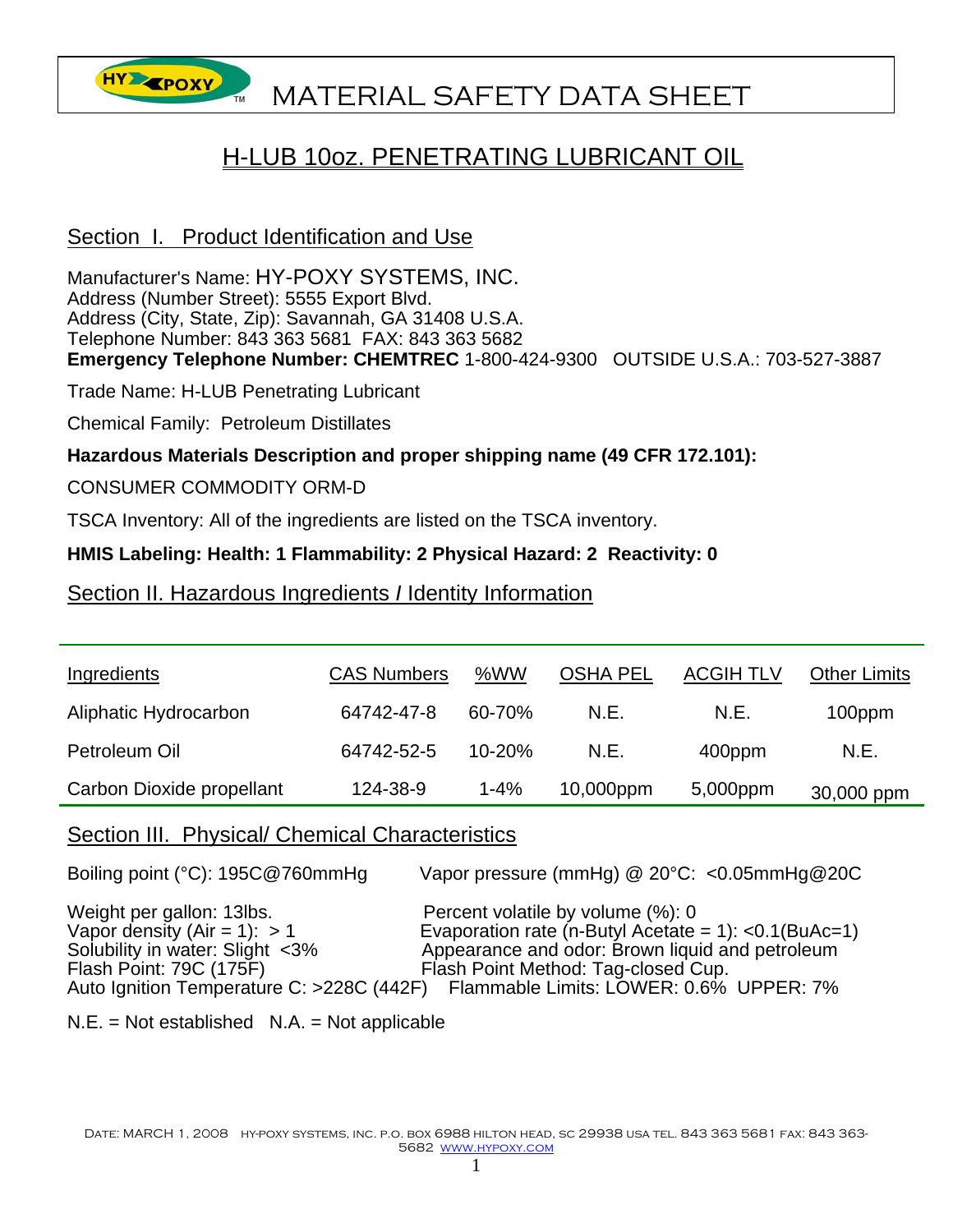# MATERIAL SAFETY DATA SHEET

## H-LUB 10oz. PENETRATING LUBRICANT OIL

### Section I. Product Identification and Use

Manufacturer's Name: HY-POXY SYSTEMS, INC.
Address (Number Street): 5555 Export Blvd.
Address (City, State, Zip): Savannah, GA 31408 U.S.A.
Telephone Number: 843 363 5681 FAX: 843 363 5682
**Emergency Telephone Number: CHEMTREC** 1-800-424-9300 OUTSIDE U.S.A.: 703-527-3887

Trade Name: H-LUB Penetrating Lubricant

Chemical Family: Petroleum Distillates

**Hazardous Materials Description and proper shipping name (49 CFR 172.101):**

CONSUMER COMMODITY ORM-D

TSCA Inventory: All of the ingredients are listed on the TSCA inventory.

**HMIS Labeling: Health: 1 Flammability: 2 Physical Hazard: 2 Reactivity: 0**

### Section II. Hazardous Ingredients / Identity Information

| Ingredients | CAS Numbers | %WW | OSHA PEL | ACGIH TLV | Other Limits |
|---|---|---|---|---|---|
| Aliphatic Hydrocarbon | 64742-47-8 | 60-70% | N.E. | N.E. | 100ppm |
| Petroleum Oil | 64742-52-5 | 10-20% | N.E. | 400ppm | N.E. |
| Carbon Dioxide propellant | 124-38-9 | 1-4% | 10,000ppm | 5,000ppm | 30,000 ppm |

### Section III. Physical/ Chemical Characteristics

Boiling point (°C): 195C@760mmHg
Vapor pressure (mmHg) @ 20°C: <0.05mmHg@20C

Weight per gallon: 13lbs.
Percent volatile by volume (%): 0
Vapor density (Air = 1): > 1
Evaporation rate (n-Butyl Acetate = 1): <0.1(BuAc=1)
Solubility in water: Slight <3%
Appearance and odor: Brown liquid and petroleum
Flash Point: 79C (175F)
Flash Point Method: Tag-closed Cup.
Auto Ignition Temperature C: >228C (442F)
Flammable Limits: LOWER: 0.6% UPPER: 7%

N.E. = Not established N.A. = Not applicable

Date: MARCH 1, 2008 HY-POXY SYSTEMS, INC. P.O. BOX 6988 HILTON HEAD, SC 29938 USA TEL. 843 363 5681 FAX: 843 363-5682 www.hypoxy.com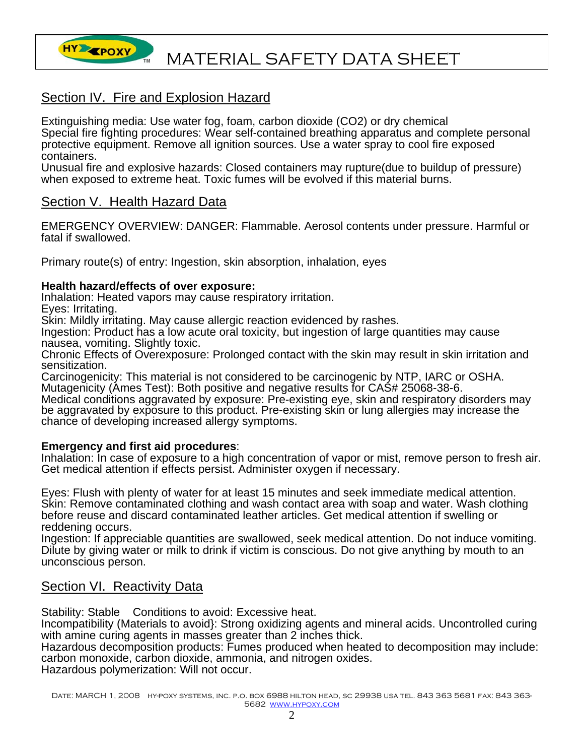## Section IV. Fire and Explosion Hazard

Extinguishing media: Use water fog, foam, carbon dioxide ($CO_2$) or dry chemical
Special fire fighting procedures: Wear self-contained breathing apparatus and complete personal protective equipment. Remove all ignition sources. Use a water spray to cool fire exposed containers.
Unusual fire and explosive hazards: Closed containers may rupture(due to buildup of pressure) when exposed to extreme heat. Toxic fumes will be evolved if this material burns.

## Section V. Health Hazard Data

EMERGENCY OVERVIEW: DANGER: Flammable. Aerosol contents under pressure. Harmful or fatal if swallowed.

Primary route(s) of entry: Ingestion, skin absorption, inhalation, eyes

**Health hazard/effects of over exposure:**
Inhalation: Heated vapors may cause respiratory irritation.
Eyes: Irritating.
Skin: Mildly irritating. May cause allergic reaction evidenced by rashes.
Ingestion: Product has a low acute oral toxicity, but ingestion of large quantities may cause nausea, vomiting. Slightly toxic.
Chronic Effects of Overexposure: Prolonged contact with the skin may result in skin irritation and sensitization.
Carcinogenicity: This material is not considered to be carcinogenic by NTP, IARC or OSHA.
Mutagenicity (Ames Test): Both positive and negative results for CAS# 25068-38-6.
Medical conditions aggravated by exposure: Pre-existing eye, skin and respiratory disorders may be aggravated by exposure to this product. Pre-existing skin or lung allergies may increase the chance of developing increased allergy symptoms.

**Emergency and first aid procedures**:
Inhalation: In case of exposure to a high concentration of vapor or mist, remove person to fresh air. Get medical attention if effects persist. Administer oxygen if necessary.

Eyes: Flush with plenty of water for at least 15 minutes and seek immediate medical attention.
Skin: Remove contaminated clothing and wash contact area with soap and water. Wash clothing before reuse and discard contaminated leather articles. Get medical attention if swelling or reddening occurs.
Ingestion: If appreciable quantities are swallowed, seek medical attention. Do not induce vomiting. Dilute by giving water or milk to drink if victim is conscious. Do not give anything by mouth to an unconscious person.

## Section VI. Reactivity Data

Stability: Stable    Conditions to avoid: Excessive heat.
Incompatibility (Materials to avoid}: Strong oxidizing agents and mineral acids. Uncontrolled curing with amine curing agents in masses greater than 2 inches thick.
Hazardous decomposition products: Fumes produced when heated to decomposition may include: carbon monoxide, carbon dioxide, ammonia, and nitrogen oxides.
Hazardous polymerization: Will not occur.

Date: MARCH 1, 2008 hy-poxy systems, inc. p.o. box 6988 hilton head, sc 29938 usa tel. 843 363 5681 fax: 843 363-5682 www.hypoxy.com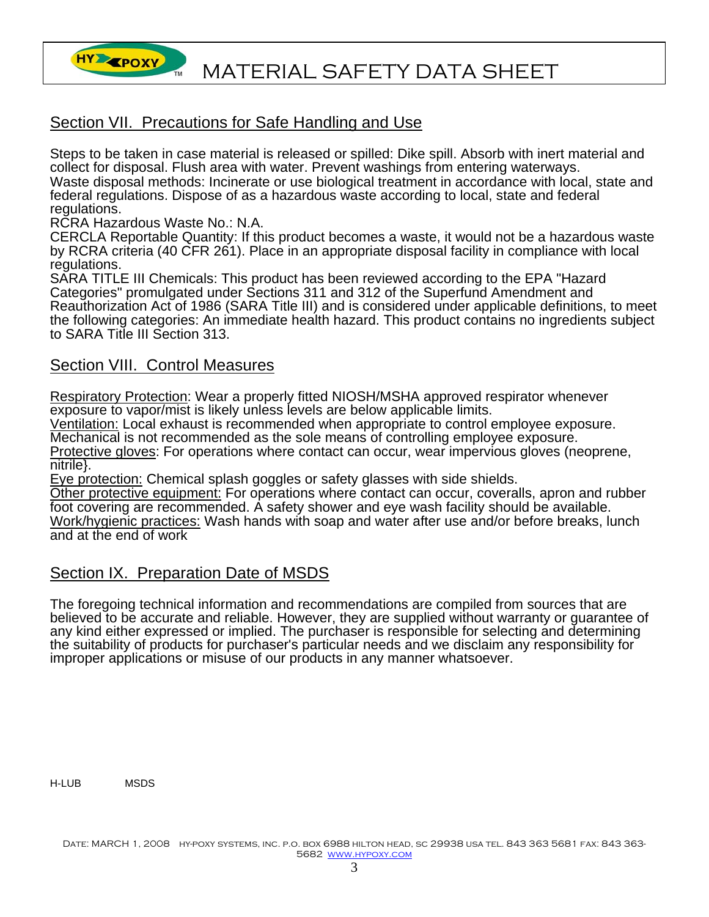## Section VII. Precautions for Safe Handling and Use

Steps to be taken in case material is released or spilled: Dike spill. Absorb with inert material and collect for disposal. Flush area with water. Prevent washings from entering waterways.
Waste disposal methods: Incinerate or use biological treatment in accordance with local, state and federal regulations. Dispose of as a hazardous waste according to local, state and federal regulations.
RCRA Hazardous Waste No.: N.A.
CERCLA Reportable Quantity: If this product becomes a waste, it would not be a hazardous waste by RCRA criteria (40 CFR 261). Place in an appropriate disposal facility in compliance with local regulations.
SARA TITLE III Chemicals: This product has been reviewed according to the EPA "Hazard Categories" promulgated under Sections 311 and 312 of the Superfund Amendment and Reauthorization Act of 1986 (SARA Title III) and is considered under applicable definitions, to meet the following categories: An immediate health hazard. This product contains no ingredients subject to SARA Title III Section 313.

## Section VIII. Control Measures

Respiratory Protection: Wear a properly fitted NIOSH/MSHA approved respirator whenever exposure to vapor/mist is likely unless levels are below applicable limits.
Ventilation: Local exhaust is recommended when appropriate to control employee exposure. Mechanical is not recommended as the sole means of controlling employee exposure.
Protective gloves: For operations where contact can occur, wear impervious gloves (neoprene, nitrile}.
Eye protection: Chemical splash goggles or safety glasses with side shields.
Other protective equipment: For operations where contact can occur, coveralls, apron and rubber foot covering are recommended. A safety shower and eye wash facility should be available.
Work/hygienic practices: Wash hands with soap and water after use and/or before breaks, lunch and at the end of work

## Section IX. Preparation Date of MSDS

The foregoing technical information and recommendations are compiled from sources that are believed to be accurate and reliable. However, they are supplied without warranty or guarantee of any kind either expressed or implied. The purchaser is responsible for selecting and determining the suitability of products for purchaser's particular needs and we disclaim any responsibility for improper applications or misuse of our products in any manner whatsoever.

H-LUB MSDS